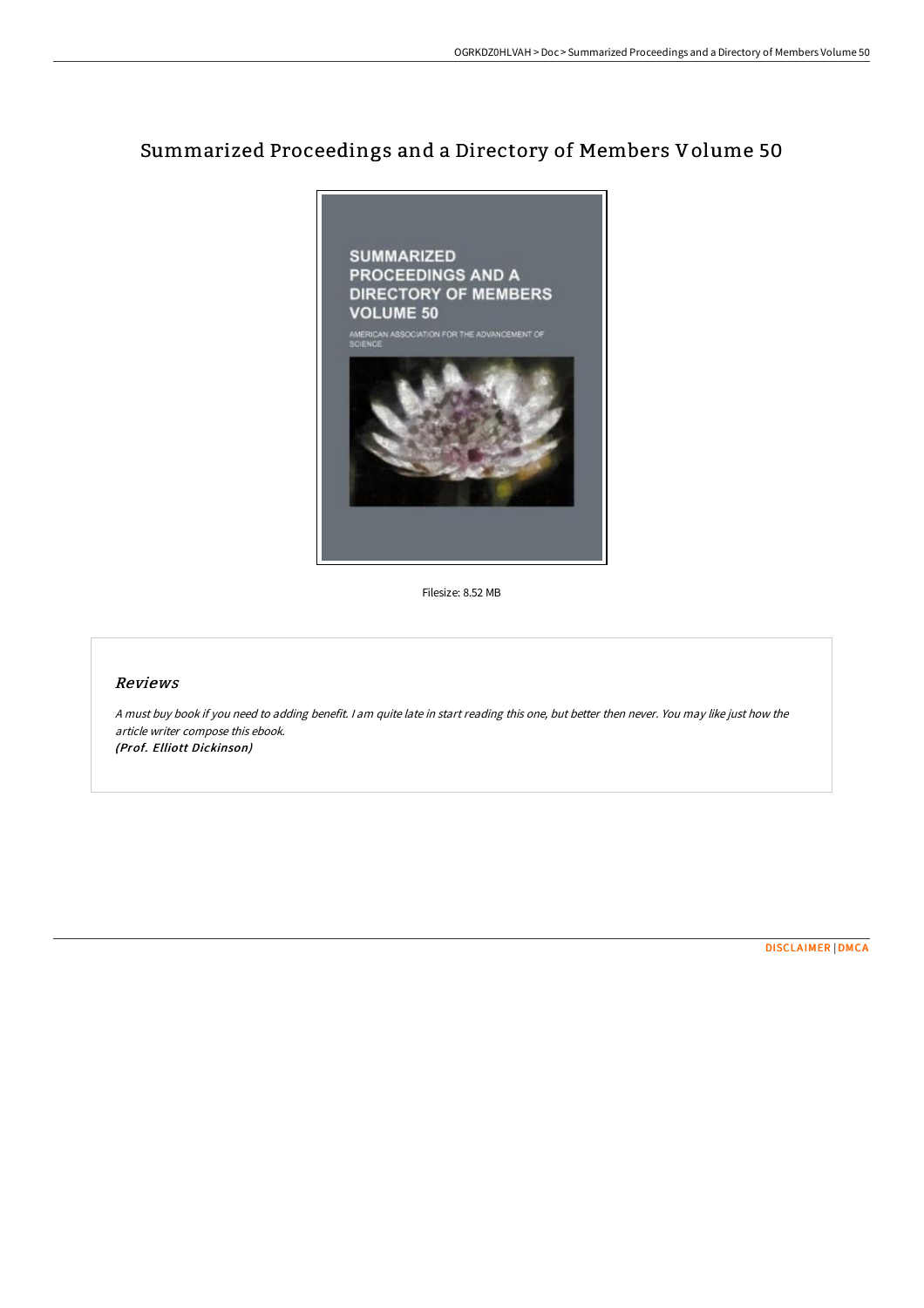# Summarized Proceedings and a Directory of Members Volume 50

Filesize: 8.52 MB

## *Reviews*

*A must buy book if you need to adding benefit. I am quite late in start reading this one, but better then never. You may like just how the article writer compose this ebook.*
***(Prof. Elliott Dickinson)***

DISCLAIMER | DMCA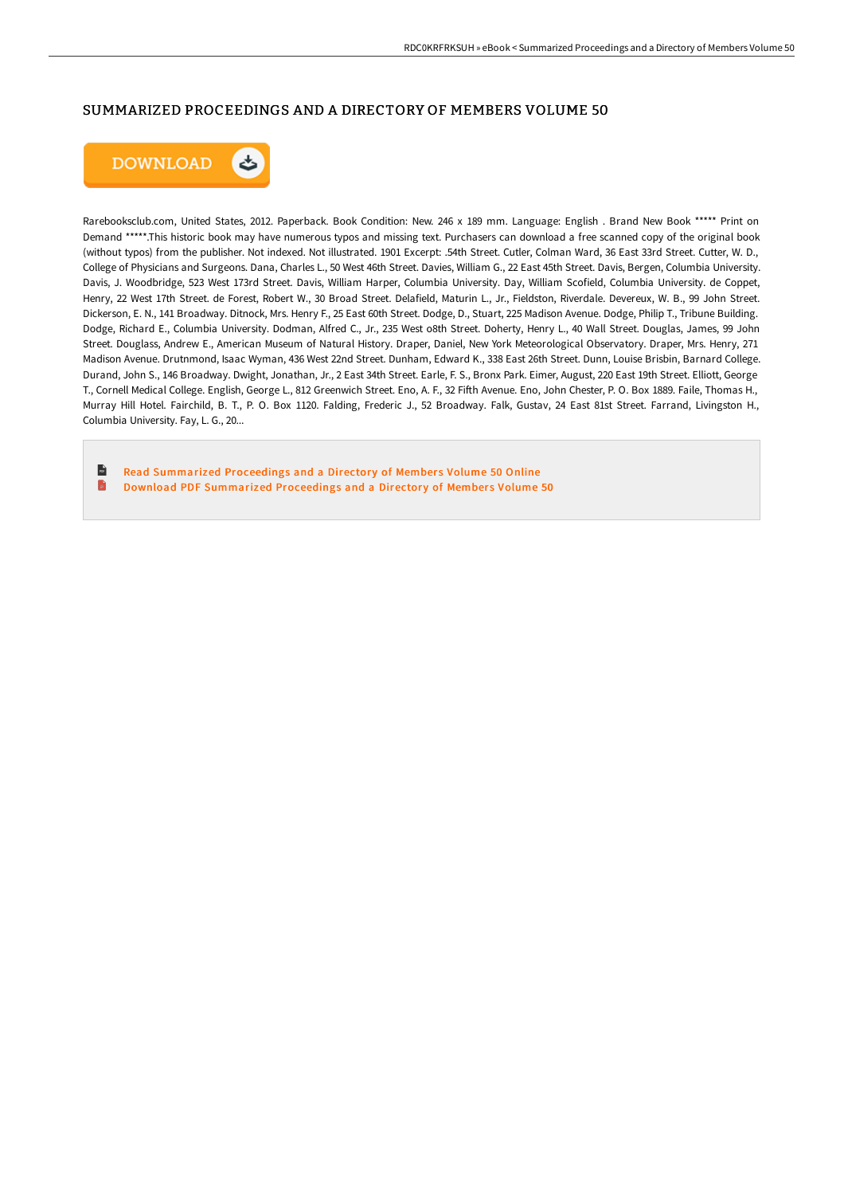## SUMMARIZED PROCEEDINGS AND A DIRECTORY OF MEMBERS VOLUME 50

DOWNLOAD

Rarebooksclub.com, United States, 2012. Paperback. Book Condition: New. 246 x 189 mm. Language: English . Brand New Book ***** Print on Demand *****.This historic book may have numerous typos and missing text. Purchasers can download a free scanned copy of the original book (without typos) from the publisher. Not indexed. Not illustrated. 1901 Excerpt: .54th Street. Cutler, Colman Ward, 36 East 33rd Street. Cutter, W. D., College of Physicians and Surgeons. Dana, Charles L., 50 West 46th Street. Davies, William G., 22 East 45th Street. Davis, Bergen, Columbia University. Davis, J. Woodbridge, 523 West 173rd Street. Davis, William Harper, Columbia University. Day, William Scofield, Columbia University. de Coppet, Henry, 22 West 17th Street. de Forest, Robert W., 30 Broad Street. Delafield, Maturin L., Jr., Fieldston, Riverdale. Devereux, W. B., 99 John Street. Dickerson, E. N., 141 Broadway. Ditnock, Mrs. Henry F., 25 East 60th Street. Dodge, D., Stuart, 225 Madison Avenue. Dodge, Philip T., Tribune Building. Dodge, Richard E., Columbia University. Dodman, Alfred C., Jr., 235 West o8th Street. Doherty, Henry L., 40 Wall Street. Douglas, James, 99 John Street. Douglass, Andrew E., American Museum of Natural History. Draper, Daniel, New York Meteorological Observatory. Draper, Mrs. Henry, 271 Madison Avenue. Drutnmond, Isaac Wyman, 436 West 22nd Street. Dunham, Edward K., 338 East 26th Street. Dunn, Louise Brisbin, Barnard College. Durand, John S., 146 Broadway. Dwight, Jonathan, Jr., 2 East 34th Street. Earle, F. S., Bronx Park. Eimer, August, 220 East 19th Street. Elliott, George T., Cornell Medical College. English, George L., 812 Greenwich Street. Eno, A. F., 32 Fifth Avenue. Eno, John Chester, P. O. Box 1889. Faile, Thomas H., Murray Hill Hotel. Fairchild, B. T., P. O. Box 1120. Falding, Frederic J., 52 Broadway. Falk, Gustav, 24 East 81st Street. Farrand, Livingston H., Columbia University. Fay, L. G., 20...

- Read Summarized Proceedings and a Directory of Members Volume 50 Online
- Download PDF Summarized Proceedings and a Directory of Members Volume 50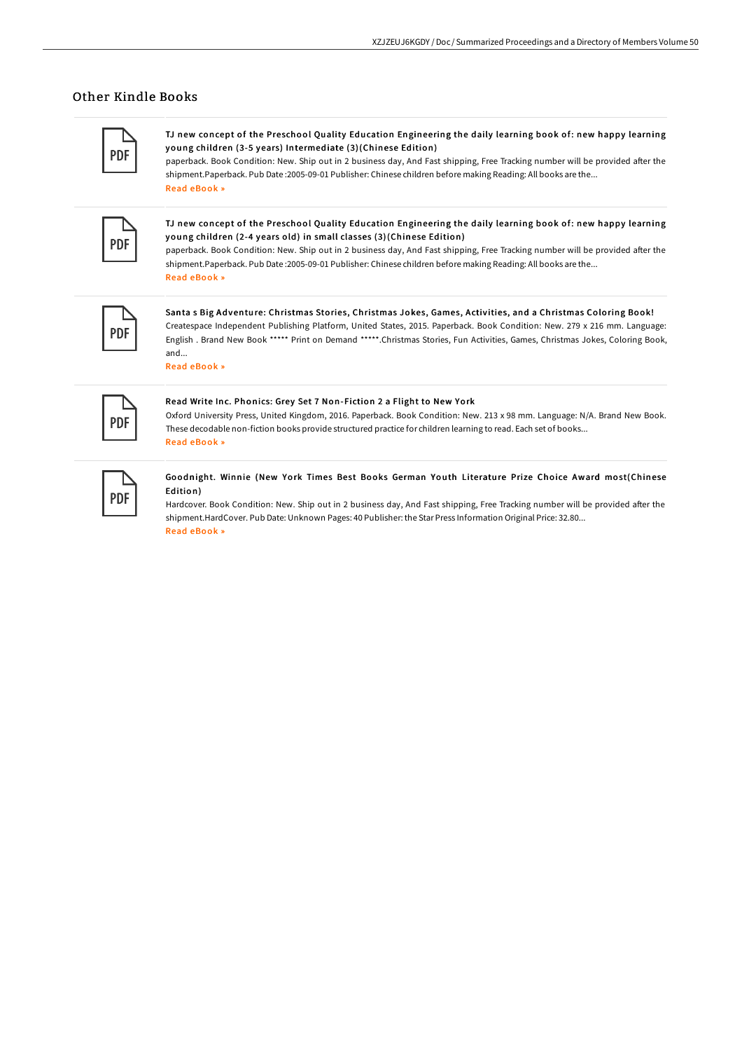## Other Kindle Books

**TJ new concept of the Preschool Quality Education Engineering the daily learning book of: new happy learning young children (3-5 years) Intermediate (3)(Chinese Edition)**

paperback. Book Condition: New. Ship out in 2 business day, And Fast shipping, Free Tracking number will be provided after the shipment.Paperback. Pub Date :2005-09-01 Publisher: Chinese children before making Reading: All books are the...

Read eBook »

**TJ new concept of the Preschool Quality Education Engineering the daily learning book of: new happy learning young children (2-4 years old) in small classes (3)(Chinese Edition)**

paperback. Book Condition: New. Ship out in 2 business day, And Fast shipping, Free Tracking number will be provided after the shipment.Paperback. Pub Date :2005-09-01 Publisher: Chinese children before making Reading: All books are the...

Read eBook »

**Santa s Big Adventure: Christmas Stories, Christmas Jokes, Games, Activities, and a Christmas Coloring Book!**

Createspace Independent Publishing Platform, United States, 2015. Paperback. Book Condition: New. 279 x 216 mm. Language: English . Brand New Book ***** Print on Demand *****.Christmas Stories, Fun Activities, Games, Christmas Jokes, Coloring Book, and...

Read eBook »

**Read Write Inc. Phonics: Grey Set 7 Non-Fiction 2 a Flight to New York**

Oxford University Press, United Kingdom, 2016. Paperback. Book Condition: New. 213 x 98 mm. Language: N/A. Brand New Book. These decodable non-fiction books provide structured practice for children learning to read. Each set of books...

Read eBook »

**Goodnight. Winnie (New York Times Best Books German Youth Literature Prize Choice Award most(Chinese Edition)**

Hardcover. Book Condition: New. Ship out in 2 business day, And Fast shipping, Free Tracking number will be provided after the shipment.HardCover. Pub Date: Unknown Pages: 40 Publisher: the Star Press Information Original Price: 32.80...

Read eBook »